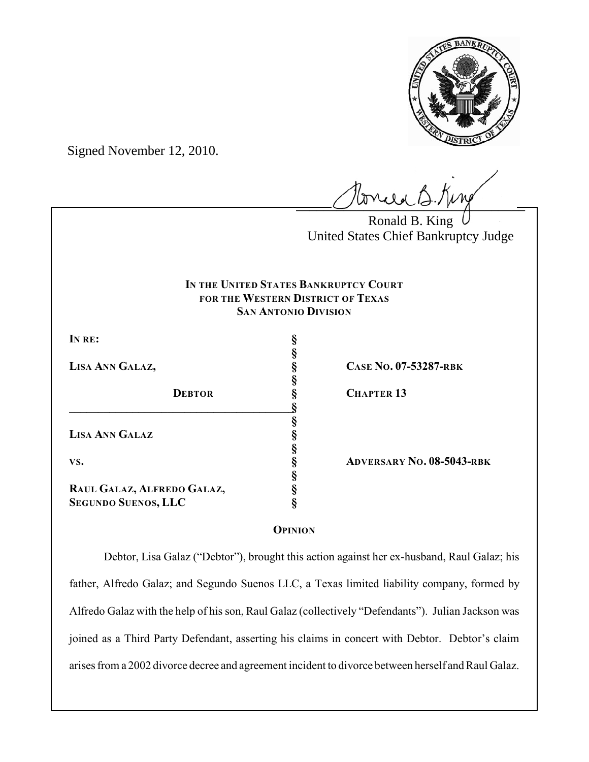Signed November 12, 2010.

Ronald B. King
United States Chief Bankruptcy Judge

**IN THE UNITED STATES BANKRUPTCY COURT**
**FOR THE WESTERN DISTRICT OF TEXAS**
**SAN ANTONIO DIVISION**

| | | |
|---|---|---|
| **IN RE:** | § | |
| | § | |
| **LISA ANN GALAZ,** | § | **CASE NO. 07-53287-RBK** |
| | § | |
| **DEBTOR** | § | **CHAPTER 13** |
| | § | |
| | § | |
| **LISA ANN GALAZ** | § | |
| | § | |
| **VS.** | § | **ADVERSARY NO. 08-5043-RBK** |
| | § | |
| **RAUL GALAZ, ALFREDO GALAZ,** | § | |
| **SEGUNDO SUENOS, LLC** | § | |

**OPINION**

Debtor, Lisa Galaz ("Debtor"), brought this action against her ex-husband, Raul Galaz; his father, Alfredo Galaz; and Segundo Suenos LLC, a Texas limited liability company, formed by Alfredo Galaz with the help of his son, Raul Galaz (collectively "Defendants"). Julian Jackson was joined as a Third Party Defendant, asserting his claims in concert with Debtor. Debtor's claim arises from a 2002 divorce decree and agreement incident to divorce between herself and Raul Galaz.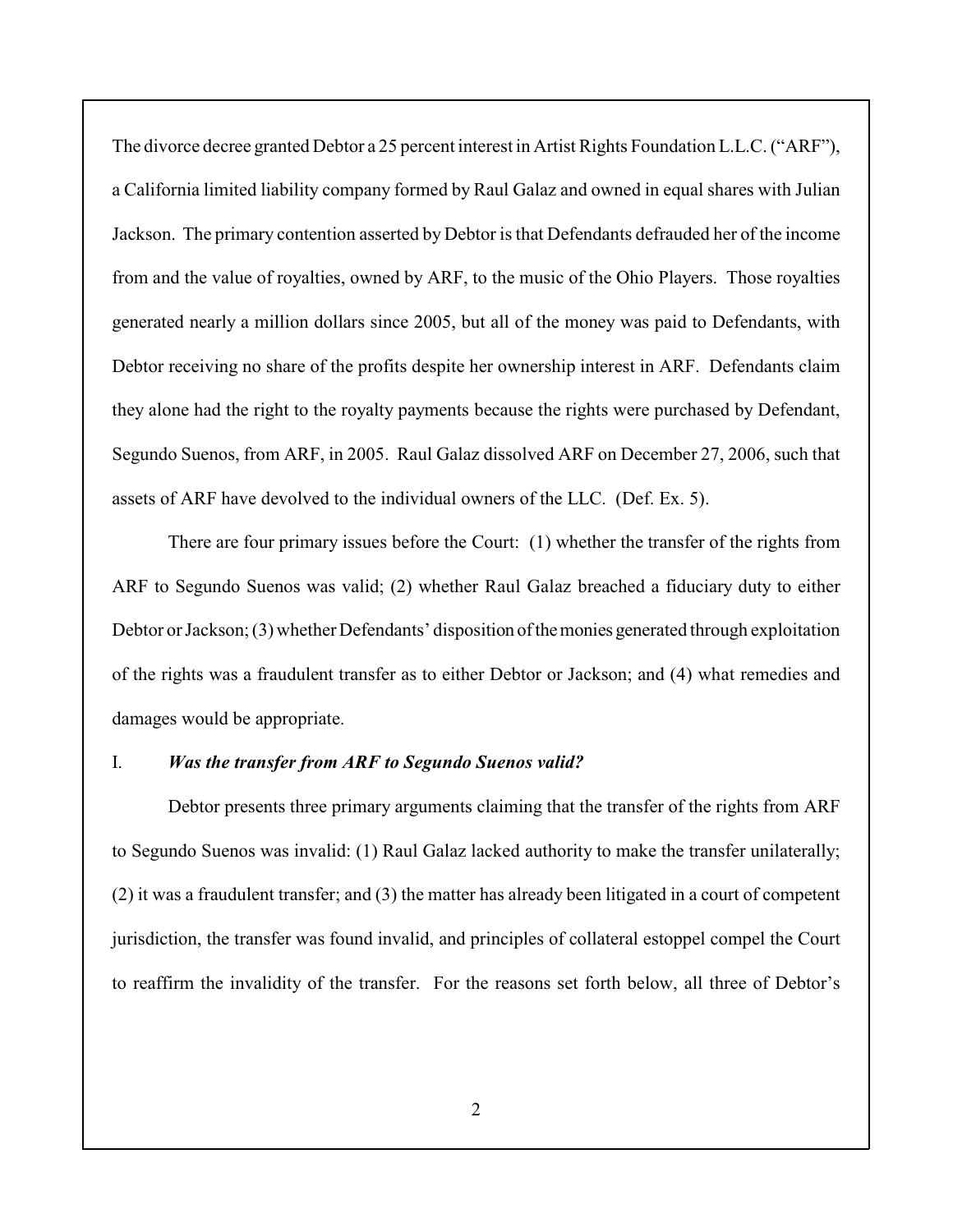The divorce decree granted Debtor a 25 percent interest in Artist Rights Foundation L.L.C. ("ARF"), a California limited liability company formed by Raul Galaz and owned in equal shares with Julian Jackson. The primary contention asserted by Debtor is that Defendants defrauded her of the income from and the value of royalties, owned by ARF, to the music of the Ohio Players. Those royalties generated nearly a million dollars since 2005, but all of the money was paid to Defendants, with Debtor receiving no share of the profits despite her ownership interest in ARF. Defendants claim they alone had the right to the royalty payments because the rights were purchased by Defendant, Segundo Suenos, from ARF, in 2005. Raul Galaz dissolved ARF on December 27, 2006, such that assets of ARF have devolved to the individual owners of the LLC. (Def. Ex. 5).

There are four primary issues before the Court: (1) whether the transfer of the rights from ARF to Segundo Suenos was valid; (2) whether Raul Galaz breached a fiduciary duty to either Debtor or Jackson; (3) whether Defendants' disposition of the monies generated through exploitation of the rights was a fraudulent transfer as to either Debtor or Jackson; and (4) what remedies and damages would be appropriate.

## I. *Was the transfer from ARF to Segundo Suenos valid?*

Debtor presents three primary arguments claiming that the transfer of the rights from ARF to Segundo Suenos was invalid: (1) Raul Galaz lacked authority to make the transfer unilaterally; (2) it was a fraudulent transfer; and (3) the matter has already been litigated in a court of competent jurisdiction, the transfer was found invalid, and principles of collateral estoppel compel the Court to reaffirm the invalidity of the transfer. For the reasons set forth below, all three of Debtor's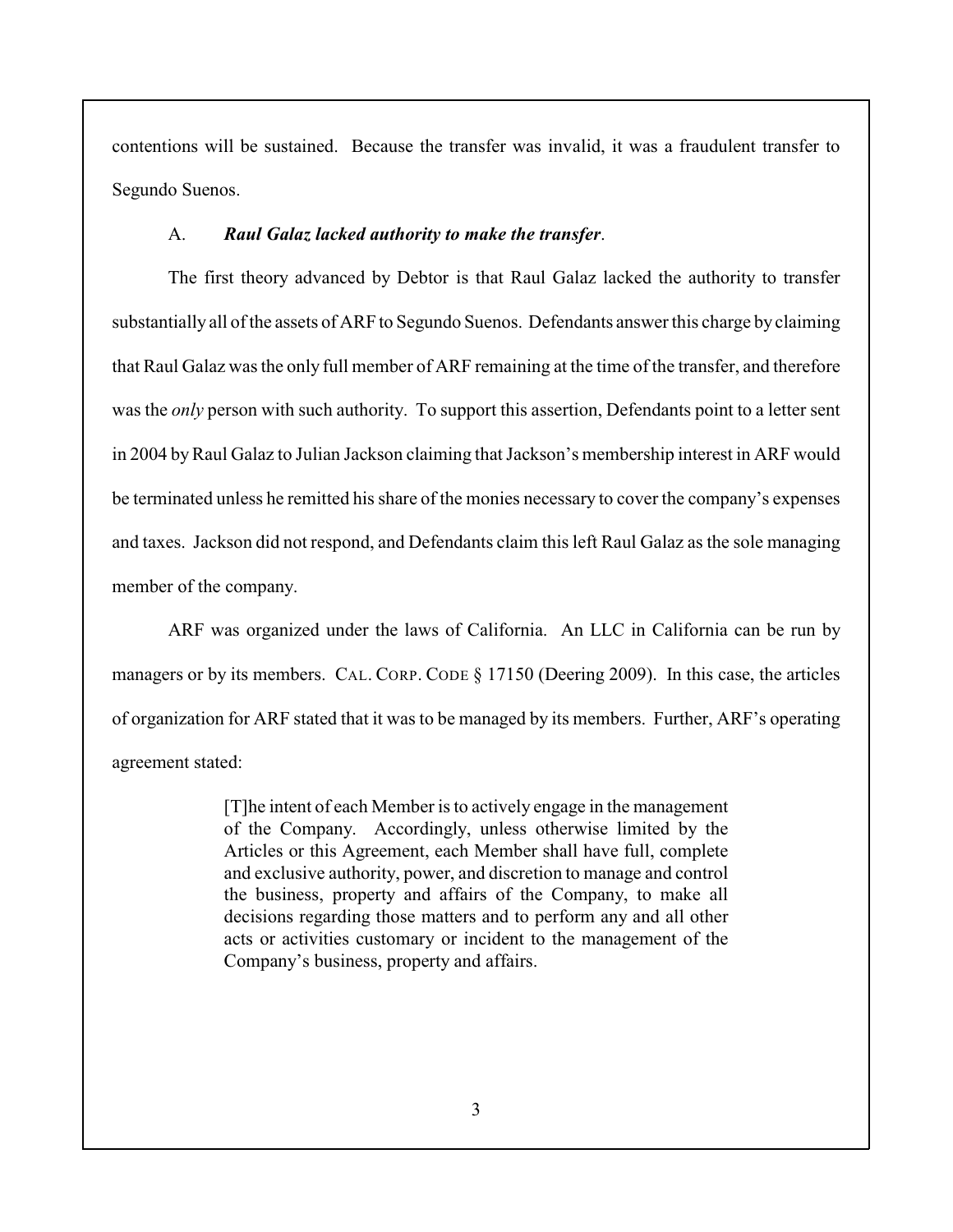contentions will be sustained. Because the transfer was invalid, it was a fraudulent transfer to Segundo Suenos.

A. ***Raul Galaz lacked authority to make the transfer*.**

The first theory advanced by Debtor is that Raul Galaz lacked the authority to transfer substantially all of the assets of ARF to Segundo Suenos. Defendants answer this charge by claiming that Raul Galaz was the only full member of ARF remaining at the time of the transfer, and therefore was the *only* person with such authority. To support this assertion, Defendants point to a letter sent in 2004 by Raul Galaz to Julian Jackson claiming that Jackson's membership interest in ARF would be terminated unless he remitted his share of the monies necessary to cover the company's expenses and taxes. Jackson did not respond, and Defendants claim this left Raul Galaz as the sole managing member of the company.

ARF was organized under the laws of California. An LLC in California can be run by managers or by its members. CAL. CORP. CODE § 17150 (Deering 2009). In this case, the articles of organization for ARF stated that it was to be managed by its members. Further, ARF's operating agreement stated:

> [T]he intent of each Member is to actively engage in the management of the Company. Accordingly, unless otherwise limited by the Articles or this Agreement, each Member shall have full, complete and exclusive authority, power, and discretion to manage and control the business, property and affairs of the Company, to make all decisions regarding those matters and to perform any and all other acts or activities customary or incident to the management of the Company's business, property and affairs.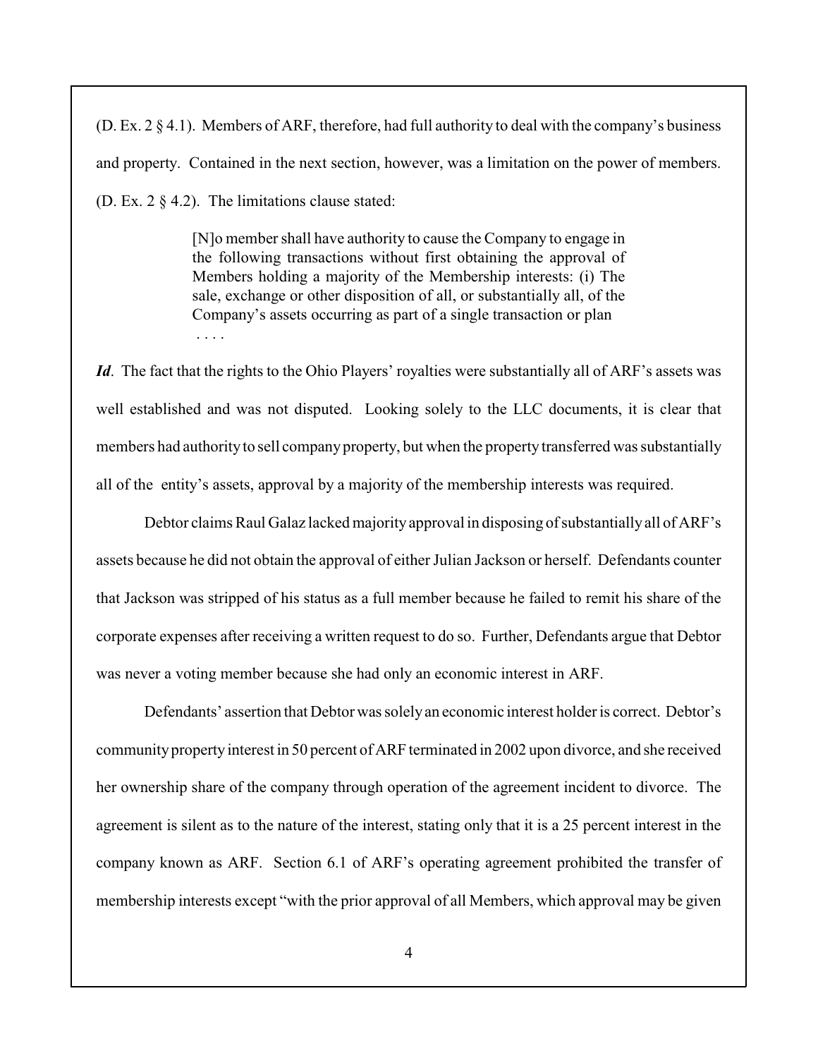(D. Ex. 2 § 4.1). Members of ARF, therefore, had full authority to deal with the company's business and property. Contained in the next section, however, was a limitation on the power of members. (D. Ex. 2 § 4.2). The limitations clause stated:

> [N]o member shall have authority to cause the Company to engage in the following transactions without first obtaining the approval of Members holding a majority of the Membership interests: (i) The sale, exchange or other disposition of all, or substantially all, of the Company's assets occurring as part of a single transaction or plan . . . .

***Id***. The fact that the rights to the Ohio Players' royalties were substantially all of ARF's assets was well established and was not disputed. Looking solely to the LLC documents, it is clear that members had authority to sell company property, but when the property transferred was substantially all of the entity's assets, approval by a majority of the membership interests was required.

Debtor claims Raul Galaz lacked majority approval in disposing of substantially all of ARF's assets because he did not obtain the approval of either Julian Jackson or herself. Defendants counter that Jackson was stripped of his status as a full member because he failed to remit his share of the corporate expenses after receiving a written request to do so. Further, Defendants argue that Debtor was never a voting member because she had only an economic interest in ARF.

Defendants' assertion that Debtor was solely an economic interest holder is correct. Debtor's community property interest in 50 percent of ARF terminated in 2002 upon divorce, and she received her ownership share of the company through operation of the agreement incident to divorce. The agreement is silent as to the nature of the interest, stating only that it is a 25 percent interest in the company known as ARF. Section 6.1 of ARF's operating agreement prohibited the transfer of membership interests except "with the prior approval of all Members, which approval may be given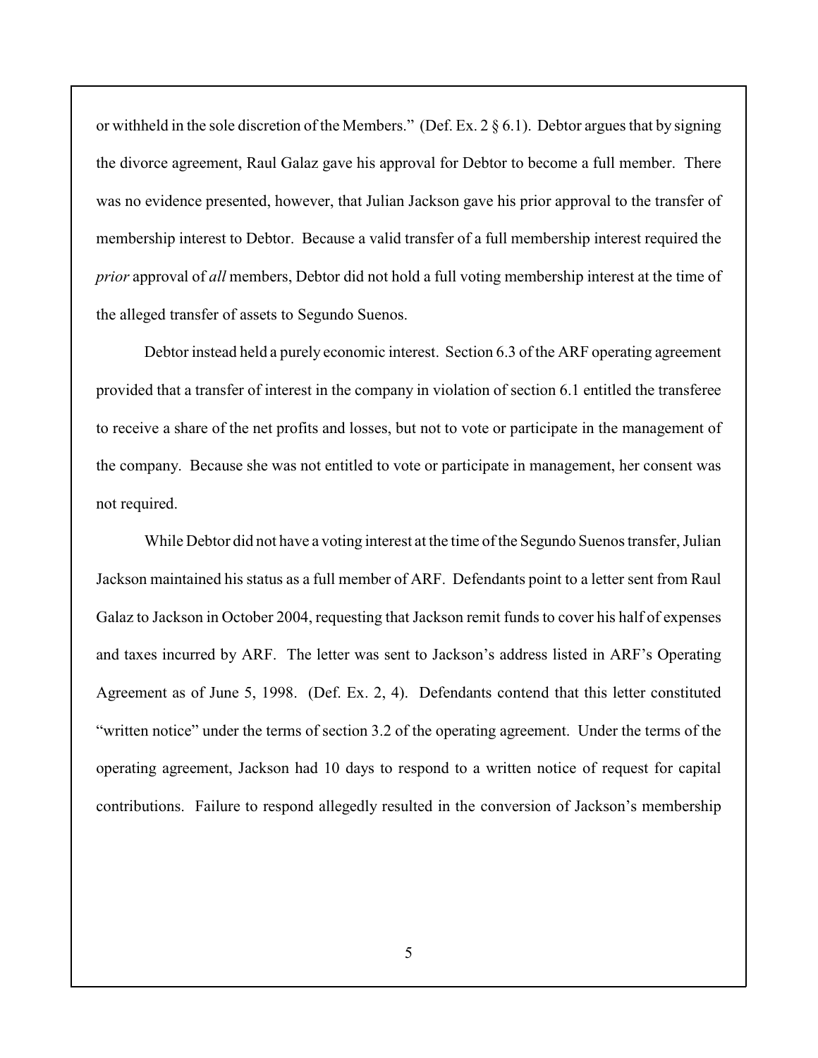or withheld in the sole discretion of the Members." (Def. Ex. 2 § 6.1). Debtor argues that by signing the divorce agreement, Raul Galaz gave his approval for Debtor to become a full member. There was no evidence presented, however, that Julian Jackson gave his prior approval to the transfer of membership interest to Debtor. Because a valid transfer of a full membership interest required the *prior* approval of *all* members, Debtor did not hold a full voting membership interest at the time of the alleged transfer of assets to Segundo Suenos.

Debtor instead held a purely economic interest. Section 6.3 of the ARF operating agreement provided that a transfer of interest in the company in violation of section 6.1 entitled the transferee to receive a share of the net profits and losses, but not to vote or participate in the management of the company. Because she was not entitled to vote or participate in management, her consent was not required.

While Debtor did not have a voting interest at the time of the Segundo Suenos transfer, Julian Jackson maintained his status as a full member of ARF. Defendants point to a letter sent from Raul Galaz to Jackson in October 2004, requesting that Jackson remit funds to cover his half of expenses and taxes incurred by ARF. The letter was sent to Jackson's address listed in ARF's Operating Agreement as of June 5, 1998. (Def. Ex. 2, 4). Defendants contend that this letter constituted "written notice" under the terms of section 3.2 of the operating agreement. Under the terms of the operating agreement, Jackson had 10 days to respond to a written notice of request for capital contributions. Failure to respond allegedly resulted in the conversion of Jackson's membership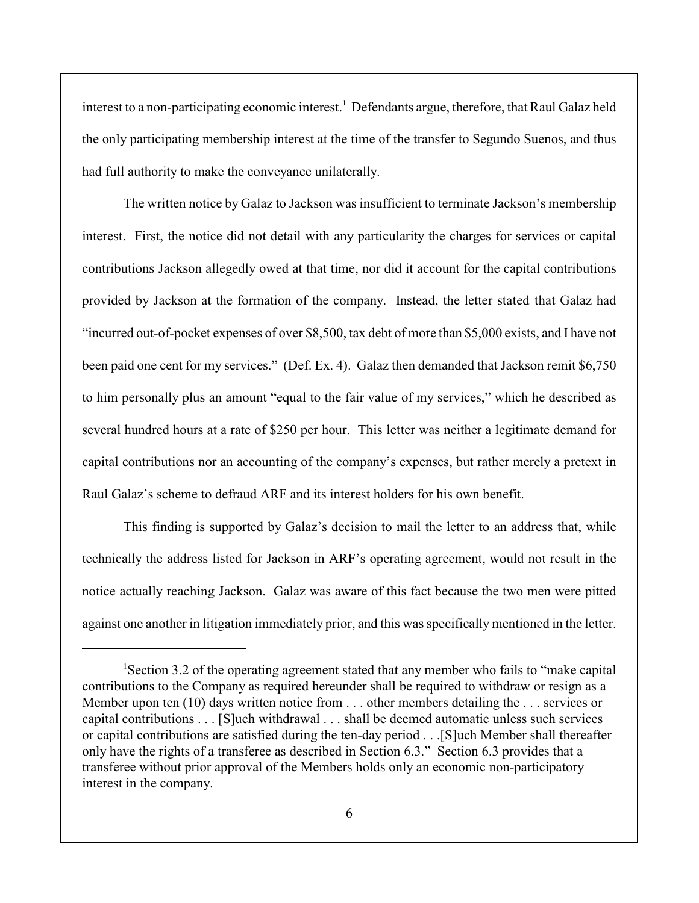interest to a non-participating economic interest.[1] Defendants argue, therefore, that Raul Galaz held the only participating membership interest at the time of the transfer to Segundo Suenos, and thus had full authority to make the conveyance unilaterally.

The written notice by Galaz to Jackson was insufficient to terminate Jackson's membership interest. First, the notice did not detail with any particularity the charges for services or capital contributions Jackson allegedly owed at that time, nor did it account for the capital contributions provided by Jackson at the formation of the company. Instead, the letter stated that Galaz had "incurred out-of-pocket expenses of over $8,500, tax debt of more than $5,000 exists, and I have not been paid one cent for my services." (Def. Ex. 4). Galaz then demanded that Jackson remit $6,750 to him personally plus an amount "equal to the fair value of my services," which he described as several hundred hours at a rate of $250 per hour. This letter was neither a legitimate demand for capital contributions nor an accounting of the company's expenses, but rather merely a pretext in Raul Galaz's scheme to defraud ARF and its interest holders for his own benefit.

This finding is supported by Galaz's decision to mail the letter to an address that, while technically the address listed for Jackson in ARF's operating agreement, would not result in the notice actually reaching Jackson. Galaz was aware of this fact because the two men were pitted against one another in litigation immediately prior, and this was specifically mentioned in the letter.

---

[1] Section 3.2 of the operating agreement stated that any member who fails to "make capital contributions to the Company as required hereunder shall be required to withdraw or resign as a Member upon ten (10) days written notice from . . . other members detailing the . . . services or capital contributions . . . [S]uch withdrawal . . . shall be deemed automatic unless such services or capital contributions are satisfied during the ten-day period . . .[S]uch Member shall thereafter only have the rights of a transferee as described in Section 6.3." Section 6.3 provides that a transferee without prior approval of the Members holds only an economic non-participatory interest in the company.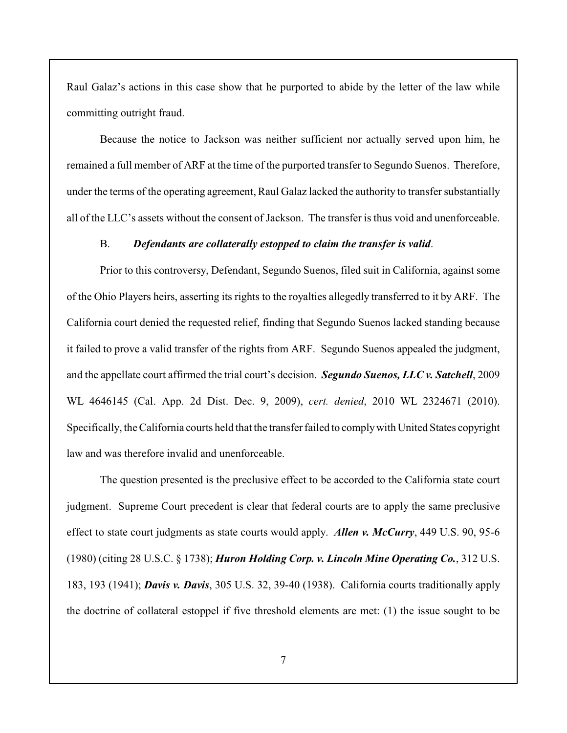Raul Galaz's actions in this case show that he purported to abide by the letter of the law while committing outright fraud.

Because the notice to Jackson was neither sufficient nor actually served upon him, he remained a full member of ARF at the time of the purported transfer to Segundo Suenos. Therefore, under the terms of the operating agreement, Raul Galaz lacked the authority to transfer substantially all of the LLC's assets without the consent of Jackson. The transfer is thus void and unenforceable.

B. ***Defendants are collaterally estopped to claim the transfer is valid*.**

Prior to this controversy, Defendant, Segundo Suenos, filed suit in California, against some of the Ohio Players heirs, asserting its rights to the royalties allegedly transferred to it by ARF. The California court denied the requested relief, finding that Segundo Suenos lacked standing because it failed to prove a valid transfer of the rights from ARF. Segundo Suenos appealed the judgment, and the appellate court affirmed the trial court's decision. ***Segundo Suenos, LLC v. Satchell***, 2009 WL 4646145 (Cal. App. 2d Dist. Dec. 9, 2009), *cert. denied*, 2010 WL 2324671 (2010). Specifically, the California courts held that the transfer failed to comply with United States copyright law and was therefore invalid and unenforceable.

The question presented is the preclusive effect to be accorded to the California state court judgment. Supreme Court precedent is clear that federal courts are to apply the same preclusive effect to state court judgments as state courts would apply. ***Allen v. McCurry***, 449 U.S. 90, 95-6 (1980) (citing 28 U.S.C. § 1738); ***Huron Holding Corp. v. Lincoln Mine Operating Co.***, 312 U.S. 183, 193 (1941); ***Davis v. Davis***, 305 U.S. 32, 39-40 (1938). California courts traditionally apply the doctrine of collateral estoppel if five threshold elements are met: (1) the issue sought to be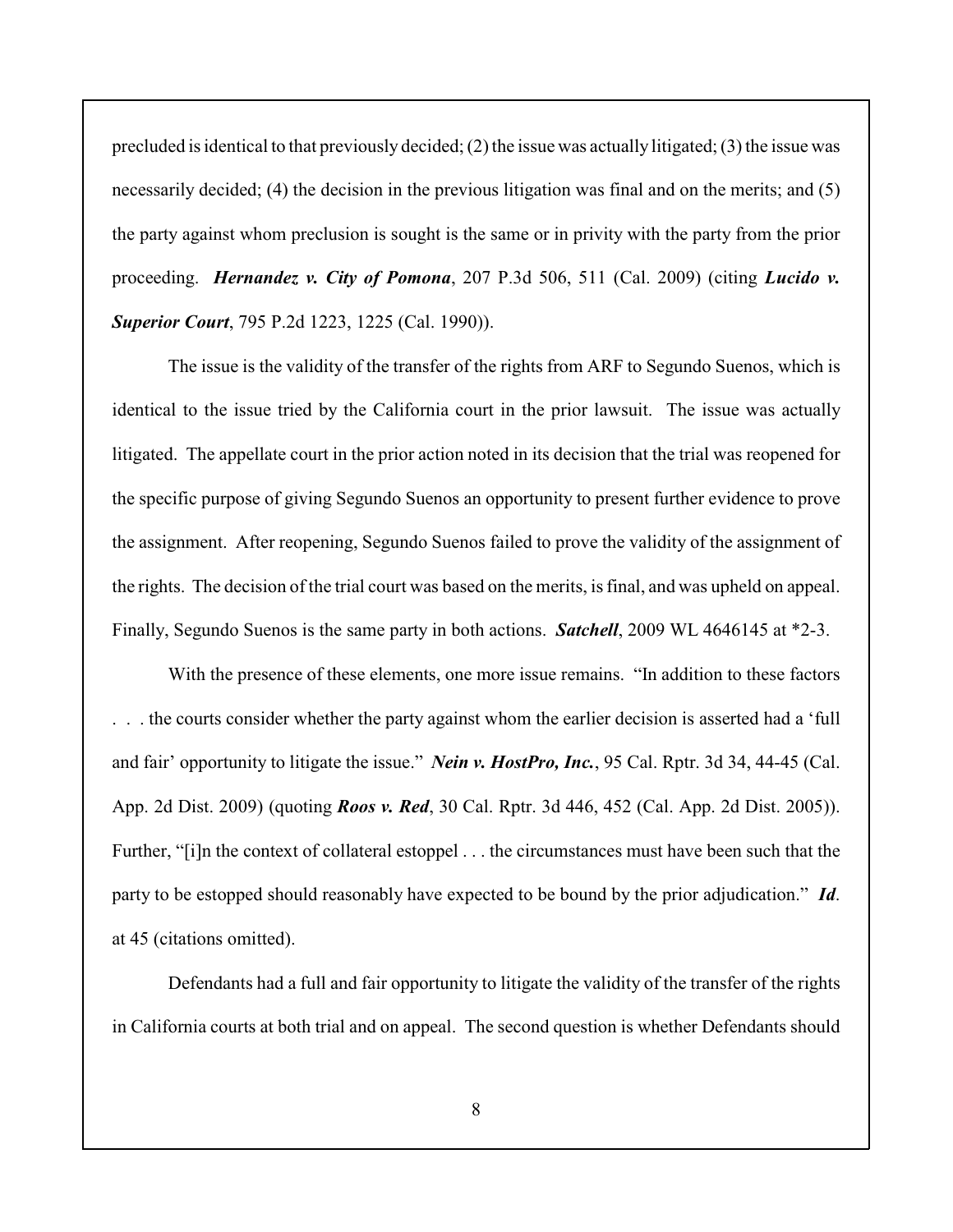precluded is identical to that previously decided; (2) the issue was actually litigated; (3) the issue was necessarily decided; (4) the decision in the previous litigation was final and on the merits; and (5) the party against whom preclusion is sought is the same or in privity with the party from the prior proceeding. ***Hernandez v. City of Pomona***, 207 P.3d 506, 511 (Cal. 2009) (citing ***Lucido v. Superior Court***, 795 P.2d 1223, 1225 (Cal. 1990)).

The issue is the validity of the transfer of the rights from ARF to Segundo Suenos, which is identical to the issue tried by the California court in the prior lawsuit. The issue was actually litigated. The appellate court in the prior action noted in its decision that the trial was reopened for the specific purpose of giving Segundo Suenos an opportunity to present further evidence to prove the assignment. After reopening, Segundo Suenos failed to prove the validity of the assignment of the rights. The decision of the trial court was based on the merits, is final, and was upheld on appeal. Finally, Segundo Suenos is the same party in both actions. ***Satchell***, 2009 WL 4646145 at *2-3.

With the presence of these elements, one more issue remains. "In addition to these factors . . . the courts consider whether the party against whom the earlier decision is asserted had a 'full and fair' opportunity to litigate the issue." ***Nein v. HostPro, Inc.***, 95 Cal. Rptr. 3d 34, 44-45 (Cal. App. 2d Dist. 2009) (quoting ***Roos v. Red***, 30 Cal. Rptr. 3d 446, 452 (Cal. App. 2d Dist. 2005)). Further, "[i]n the context of collateral estoppel . . . the circumstances must have been such that the party to be estopped should reasonably have expected to be bound by the prior adjudication." ***Id***. at 45 (citations omitted).

Defendants had a full and fair opportunity to litigate the validity of the transfer of the rights in California courts at both trial and on appeal. The second question is whether Defendants should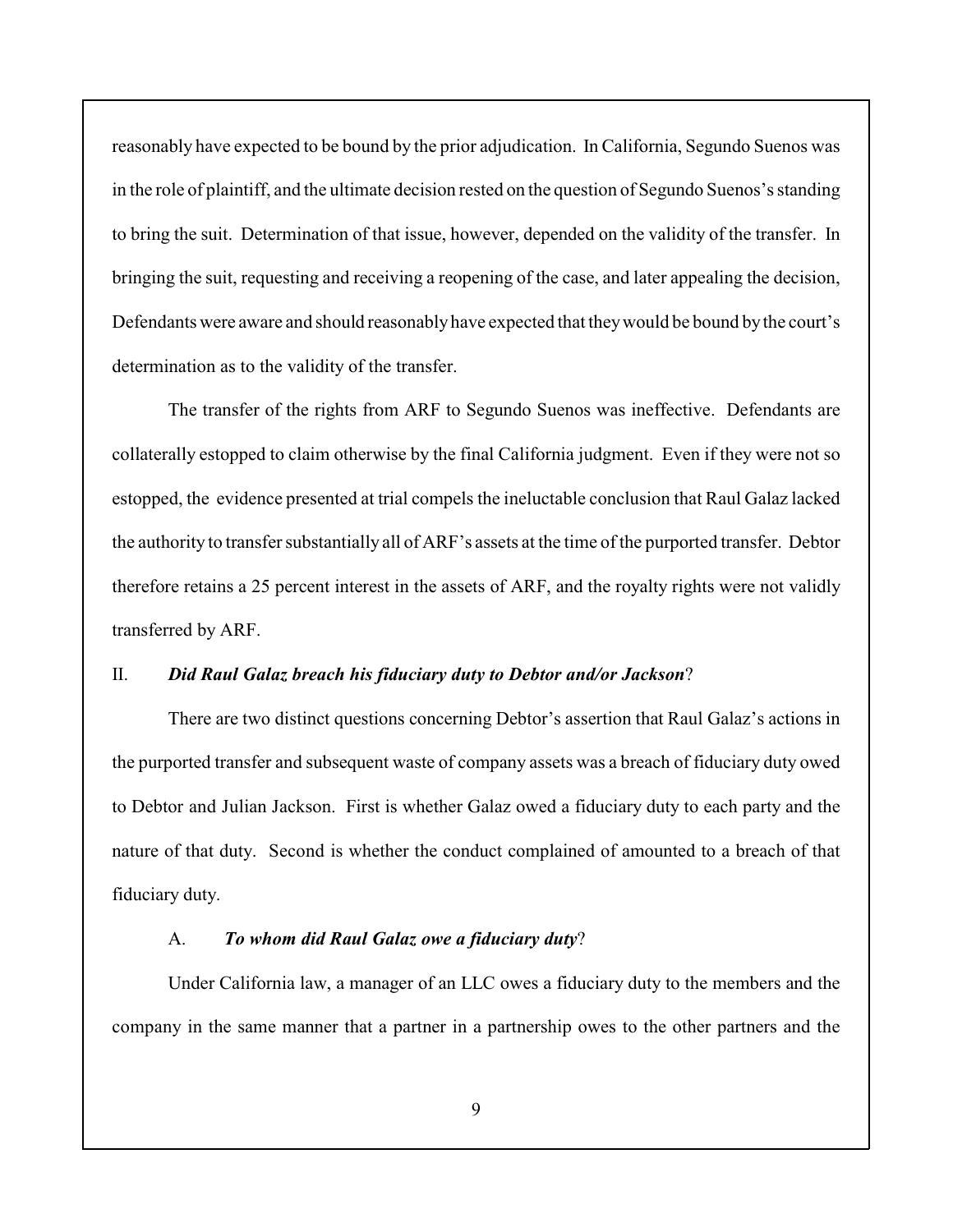reasonably have expected to be bound by the prior adjudication. In California, Segundo Suenos was in the role of plaintiff, and the ultimate decision rested on the question of Segundo Suenos's standing to bring the suit. Determination of that issue, however, depended on the validity of the transfer. In bringing the suit, requesting and receiving a reopening of the case, and later appealing the decision, Defendants were aware and should reasonably have expected that they would be bound by the court's determination as to the validity of the transfer.

The transfer of the rights from ARF to Segundo Suenos was ineffective. Defendants are collaterally estopped to claim otherwise by the final California judgment. Even if they were not so estopped, the evidence presented at trial compels the ineluctable conclusion that Raul Galaz lacked the authority to transfer substantially all of ARF's assets at the time of the purported transfer. Debtor therefore retains a 25 percent interest in the assets of ARF, and the royalty rights were not validly transferred by ARF.

## II. *Did Raul Galaz breach his fiduciary duty to Debtor and/or Jackson*?

There are two distinct questions concerning Debtor's assertion that Raul Galaz's actions in the purported transfer and subsequent waste of company assets was a breach of fiduciary duty owed to Debtor and Julian Jackson. First is whether Galaz owed a fiduciary duty to each party and the nature of that duty. Second is whether the conduct complained of amounted to a breach of that fiduciary duty.

### A. *To whom did Raul Galaz owe a fiduciary duty*?

Under California law, a manager of an LLC owes a fiduciary duty to the members and the company in the same manner that a partner in a partnership owes to the other partners and the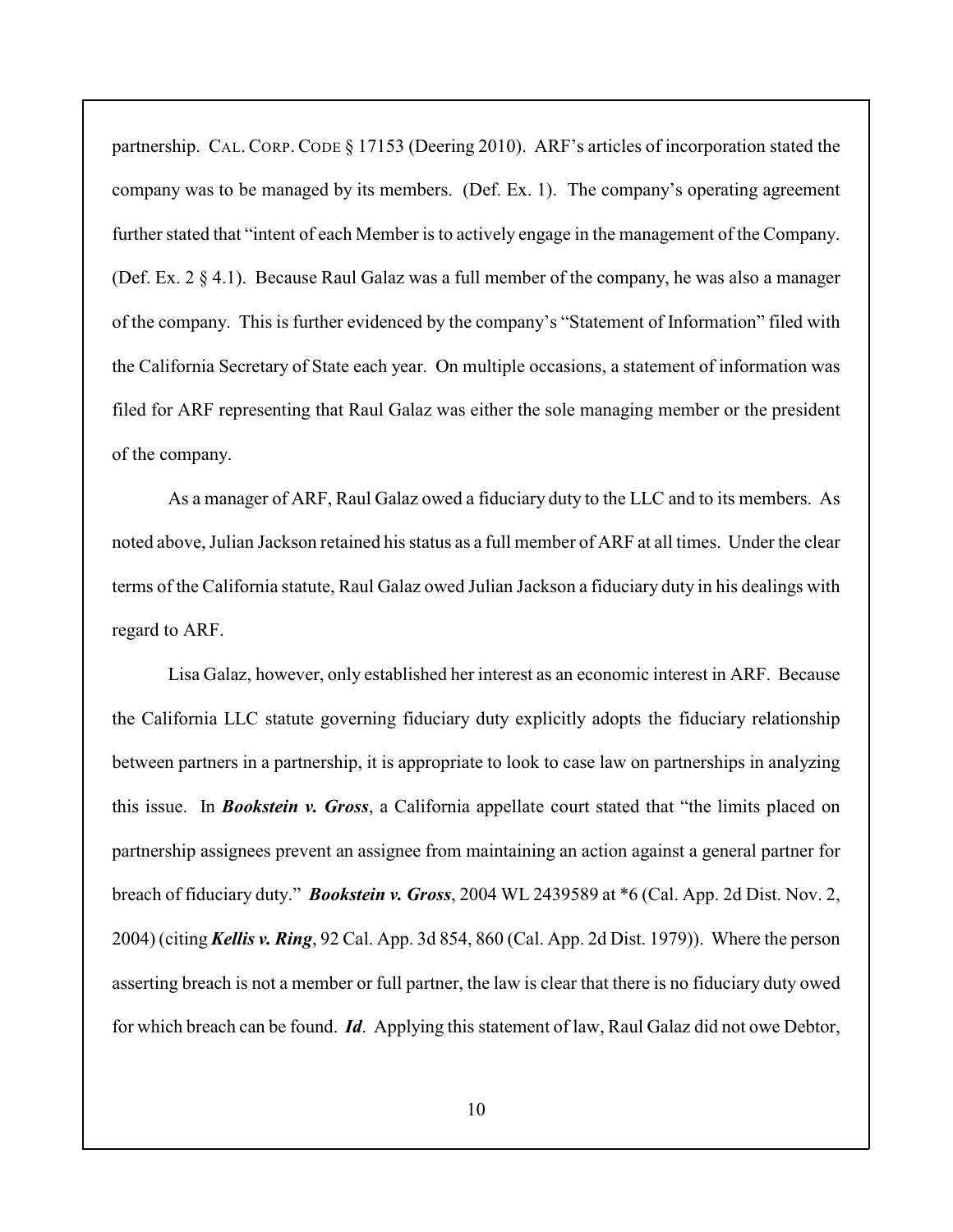partnership. CAL. CORP. CODE § 17153 (Deering 2010). ARF's articles of incorporation stated the company was to be managed by its members. (Def. Ex. 1). The company's operating agreement further stated that "intent of each Member is to actively engage in the management of the Company. (Def. Ex. 2 § 4.1). Because Raul Galaz was a full member of the company, he was also a manager of the company. This is further evidenced by the company's "Statement of Information" filed with the California Secretary of State each year. On multiple occasions, a statement of information was filed for ARF representing that Raul Galaz was either the sole managing member or the president of the company.

As a manager of ARF, Raul Galaz owed a fiduciary duty to the LLC and to its members. As noted above, Julian Jackson retained his status as a full member of ARF at all times. Under the clear terms of the California statute, Raul Galaz owed Julian Jackson a fiduciary duty in his dealings with regard to ARF.

Lisa Galaz, however, only established her interest as an economic interest in ARF. Because the California LLC statute governing fiduciary duty explicitly adopts the fiduciary relationship between partners in a partnership, it is appropriate to look to case law on partnerships in analyzing this issue. In ***Bookstein v. Gross***, a California appellate court stated that "the limits placed on partnership assignees prevent an assignee from maintaining an action against a general partner for breach of fiduciary duty." ***Bookstein v. Gross***, 2004 WL 2439589 at *6 (Cal. App. 2d Dist. Nov. 2, 2004) (citing ***Kellis v. Ring***, 92 Cal. App. 3d 854, 860 (Cal. App. 2d Dist. 1979)). Where the person asserting breach is not a member or full partner, the law is clear that there is no fiduciary duty owed for which breach can be found. ***Id***. Applying this statement of law, Raul Galaz did not owe Debtor,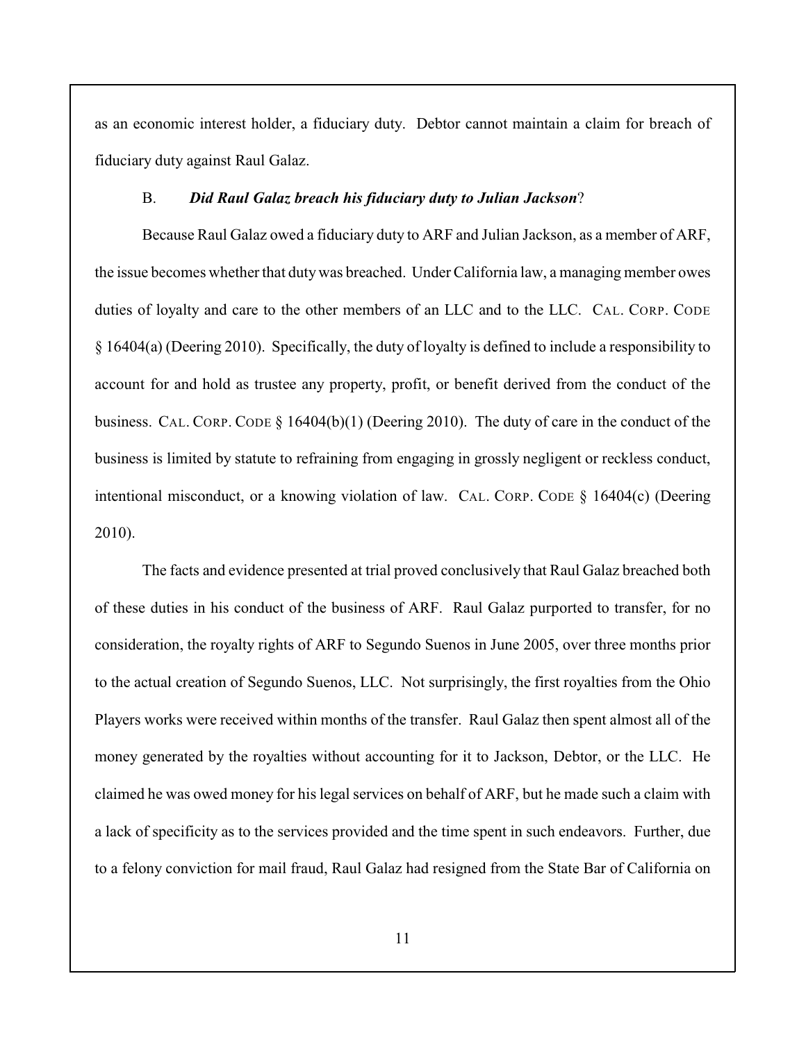as an economic interest holder, a fiduciary duty. Debtor cannot maintain a claim for breach of fiduciary duty against Raul Galaz.

B. ***Did Raul Galaz breach his fiduciary duty to Julian Jackson*?**

Because Raul Galaz owed a fiduciary duty to ARF and Julian Jackson, as a member of ARF, the issue becomes whether that duty was breached. Under California law, a managing member owes duties of loyalty and care to the other members of an LLC and to the LLC. CAL. CORP. CODE § 16404(a) (Deering 2010). Specifically, the duty of loyalty is defined to include a responsibility to account for and hold as trustee any property, profit, or benefit derived from the conduct of the business. CAL. CORP. CODE § 16404(b)(1) (Deering 2010). The duty of care in the conduct of the business is limited by statute to refraining from engaging in grossly negligent or reckless conduct, intentional misconduct, or a knowing violation of law. CAL. CORP. CODE § 16404(c) (Deering 2010).

The facts and evidence presented at trial proved conclusively that Raul Galaz breached both of these duties in his conduct of the business of ARF. Raul Galaz purported to transfer, for no consideration, the royalty rights of ARF to Segundo Suenos in June 2005, over three months prior to the actual creation of Segundo Suenos, LLC. Not surprisingly, the first royalties from the Ohio Players works were received within months of the transfer. Raul Galaz then spent almost all of the money generated by the royalties without accounting for it to Jackson, Debtor, or the LLC. He claimed he was owed money for his legal services on behalf of ARF, but he made such a claim with a lack of specificity as to the services provided and the time spent in such endeavors. Further, due to a felony conviction for mail fraud, Raul Galaz had resigned from the State Bar of California on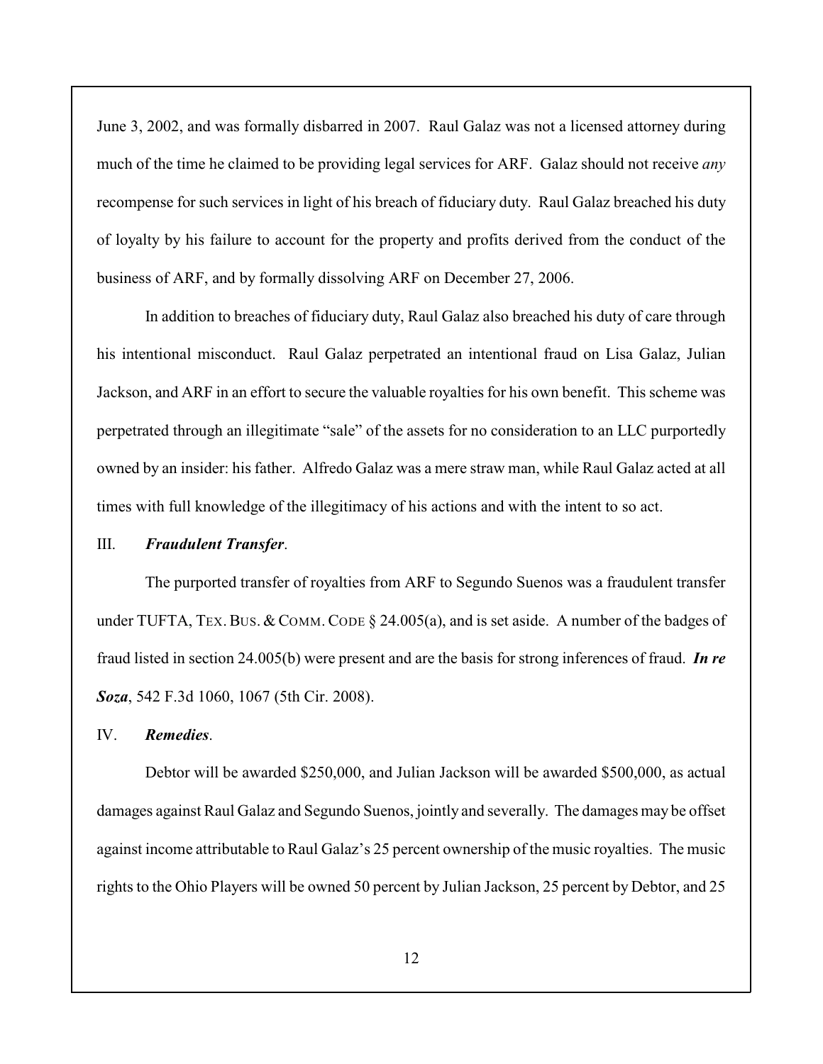June 3, 2002, and was formally disbarred in 2007. Raul Galaz was not a licensed attorney during much of the time he claimed to be providing legal services for ARF. Galaz should not receive *any* recompense for such services in light of his breach of fiduciary duty. Raul Galaz breached his duty of loyalty by his failure to account for the property and profits derived from the conduct of the business of ARF, and by formally dissolving ARF on December 27, 2006.

In addition to breaches of fiduciary duty, Raul Galaz also breached his duty of care through his intentional misconduct. Raul Galaz perpetrated an intentional fraud on Lisa Galaz, Julian Jackson, and ARF in an effort to secure the valuable royalties for his own benefit. This scheme was perpetrated through an illegitimate "sale" of the assets for no consideration to an LLC purportedly owned by an insider: his father. Alfredo Galaz was a mere straw man, while Raul Galaz acted at all times with full knowledge of the illegitimacy of his actions and with the intent to so act.

III. ***Fraudulent Transfer*.**

The purported transfer of royalties from ARF to Segundo Suenos was a fraudulent transfer under TUFTA, TEX. BUS. & COMM. CODE § 24.005(a), and is set aside. A number of the badges of fraud listed in section 24.005(b) were present and are the basis for strong inferences of fraud. ***In re Soza***, 542 F.3d 1060, 1067 (5th Cir. 2008).

IV. ***Remedies*.**

Debtor will be awarded $250,000, and Julian Jackson will be awarded $500,000, as actual damages against Raul Galaz and Segundo Suenos, jointly and severally. The damages may be offset against income attributable to Raul Galaz's 25 percent ownership of the music royalties. The music rights to the Ohio Players will be owned 50 percent by Julian Jackson, 25 percent by Debtor, and 25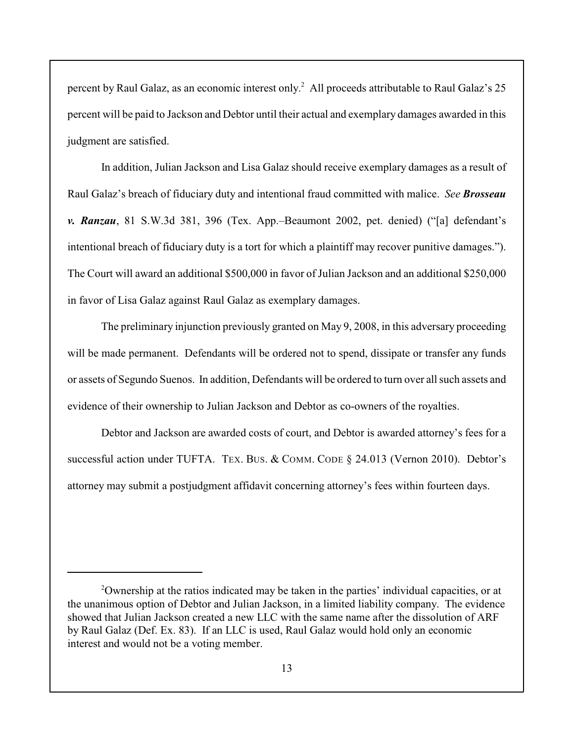percent by Raul Galaz, as an economic interest only.[2] All proceeds attributable to Raul Galaz's 25 percent will be paid to Jackson and Debtor until their actual and exemplary damages awarded in this judgment are satisfied.

In addition, Julian Jackson and Lisa Galaz should receive exemplary damages as a result of Raul Galaz's breach of fiduciary duty and intentional fraud committed with malice. *See* ***Brosseau v. Ranzau***, 81 S.W.3d 381, 396 (Tex. App.–Beaumont 2002, pet. denied) ("[a] defendant's intentional breach of fiduciary duty is a tort for which a plaintiff may recover punitive damages."). The Court will award an additional $500,000 in favor of Julian Jackson and an additional $250,000 in favor of Lisa Galaz against Raul Galaz as exemplary damages.

The preliminary injunction previously granted on May 9, 2008, in this adversary proceeding will be made permanent. Defendants will be ordered not to spend, dissipate or transfer any funds or assets of Segundo Suenos. In addition, Defendants will be ordered to turn over all such assets and evidence of their ownership to Julian Jackson and Debtor as co-owners of the royalties.

Debtor and Jackson are awarded costs of court, and Debtor is awarded attorney's fees for a successful action under TUFTA. TEX. BUS. & COMM. CODE § 24.013 (Vernon 2010). Debtor's attorney may submit a postjudgment affidavit concerning attorney's fees within fourteen days.

---

[2] Ownership at the ratios indicated may be taken in the parties' individual capacities, or at the unanimous option of Debtor and Julian Jackson, in a limited liability company. The evidence showed that Julian Jackson created a new LLC with the same name after the dissolution of ARF by Raul Galaz (Def. Ex. 83). If an LLC is used, Raul Galaz would hold only an economic interest and would not be a voting member.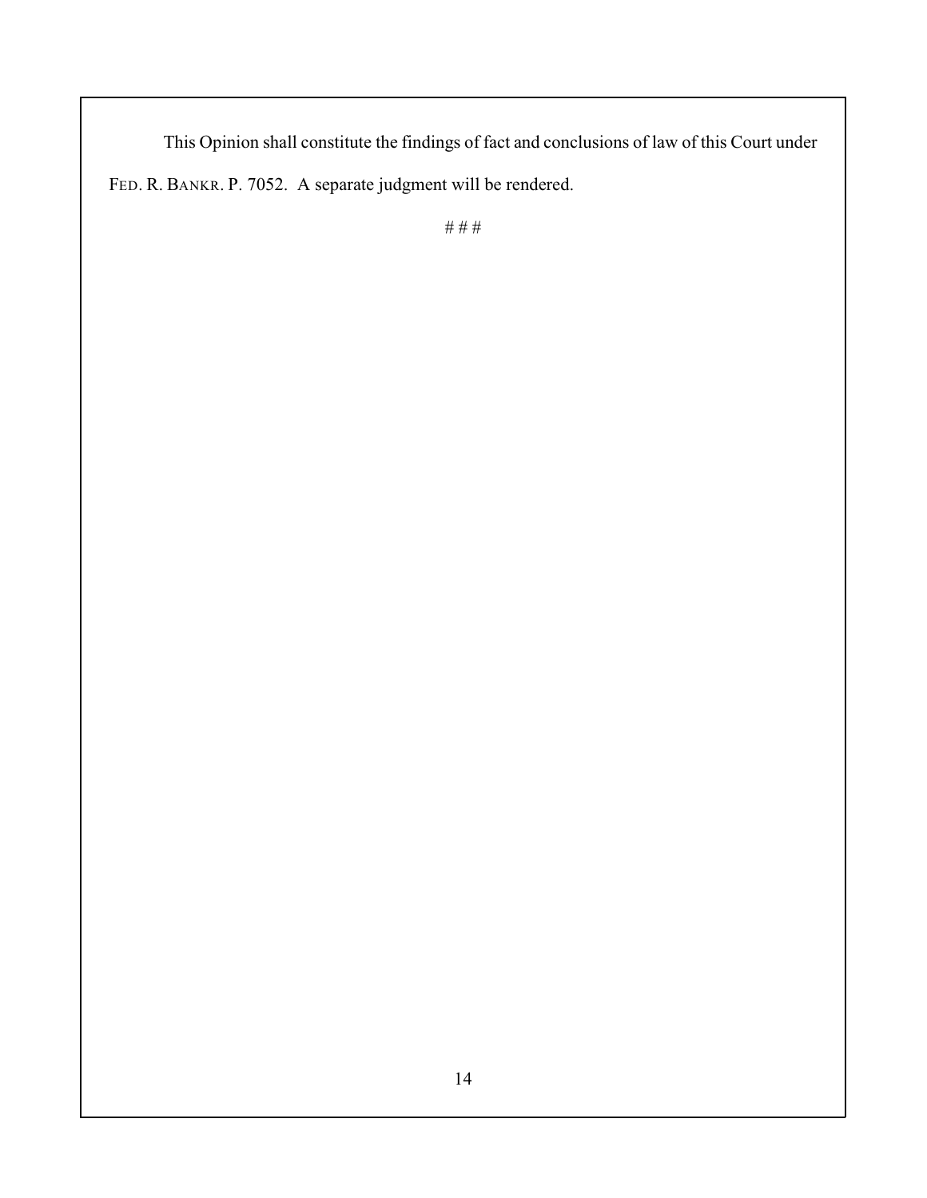This Opinion shall constitute the findings of fact and conclusions of law of this Court under FED. R. BANKR. P. 7052. A separate judgment will be rendered.

# # #